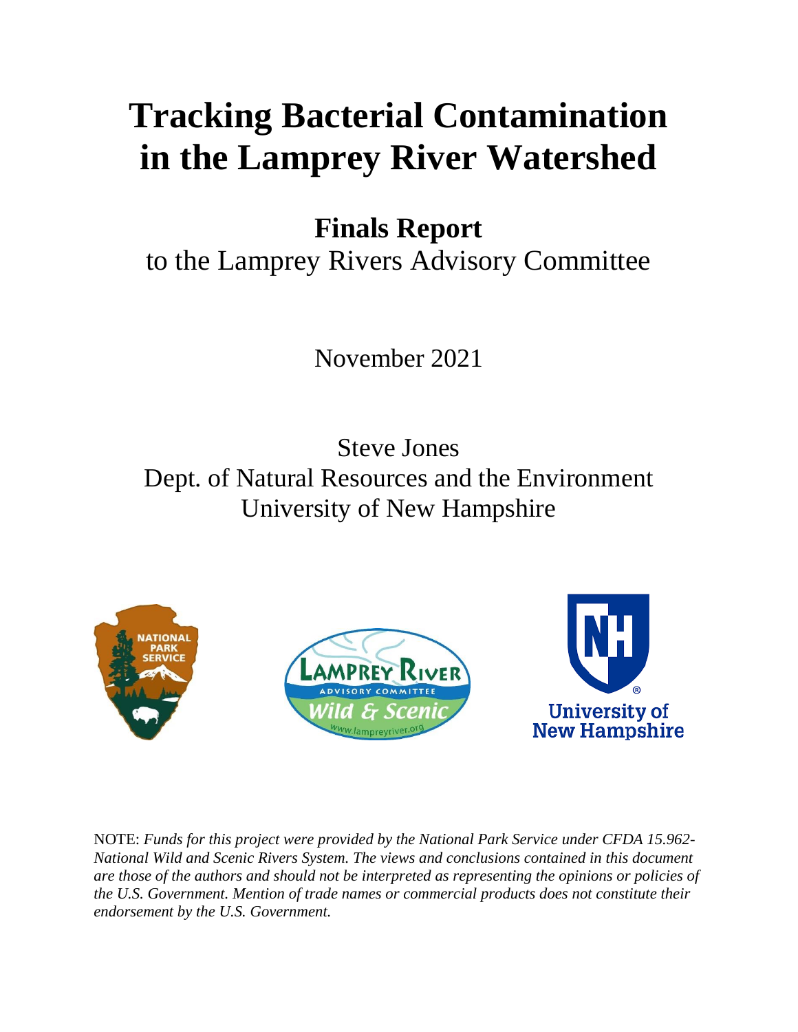# Tracking Bacterial Contamination in the Lamprey River Watershed

## Finals Report

to the Lamprey Rivers Advisory Committee

November 2021

Steve Jones

Dept. of Natural Resources and the Environment

University of New Hampshire

NOTE: *Funds for this project were provided by the National Park Service under CFDA 15.962-National Wild and Scenic Rivers System. The views and conclusions contained in this document are those of the authors and should not be interpreted as representing the opinions or policies of the U.S. Government. Mention of trade names or commercial products does not constitute their endorsement by the U.S. Government.*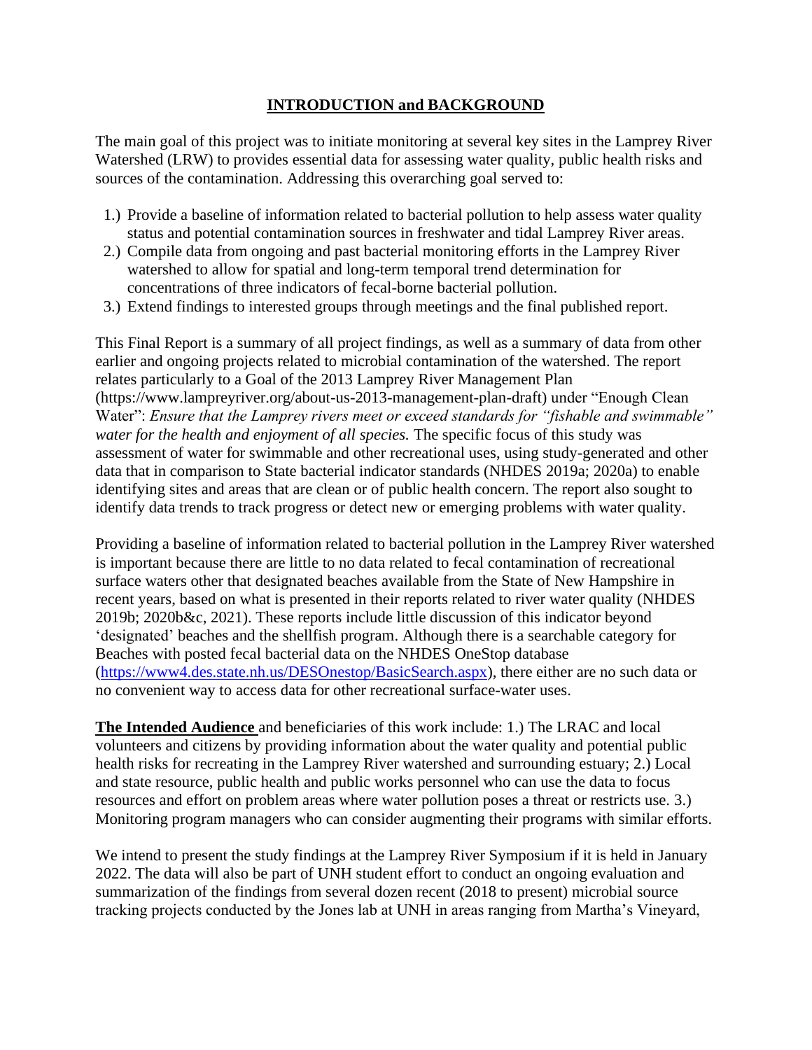## INTRODUCTION and BACKGROUND

The main goal of this project was to initiate monitoring at several key sites in the Lamprey River Watershed (LRW) to provides essential data for assessing water quality, public health risks and sources of the contamination. Addressing this overarching goal served to:

1.) Provide a baseline of information related to bacterial pollution to help assess water quality status and potential contamination sources in freshwater and tidal Lamprey River areas.
2.) Compile data from ongoing and past bacterial monitoring efforts in the Lamprey River watershed to allow for spatial and long-term temporal trend determination for concentrations of three indicators of fecal-borne bacterial pollution.
3.) Extend findings to interested groups through meetings and the final published report.

This Final Report is a summary of all project findings, as well as a summary of data from other earlier and ongoing projects related to microbial contamination of the watershed. The report relates particularly to a Goal of the 2013 Lamprey River Management Plan (https://www.lampreyriver.org/about-us-2013-management-plan-draft) under "Enough Clean Water": *Ensure that the Lamprey rivers meet or exceed standards for "fishable and swimmable" water for the health and enjoyment of all species.* The specific focus of this study was assessment of water for swimmable and other recreational uses, using study-generated and other data that in comparison to State bacterial indicator standards (NHDES 2019a; 2020a) to enable identifying sites and areas that are clean or of public health concern. The report also sought to identify data trends to track progress or detect new or emerging problems with water quality.

Providing a baseline of information related to bacterial pollution in the Lamprey River watershed is important because there are little to no data related to fecal contamination of recreational surface waters other that designated beaches available from the State of New Hampshire in recent years, based on what is presented in their reports related to river water quality (NHDES 2019b; 2020b&c, 2021). These reports include little discussion of this indicator beyond 'designated' beaches and the shellfish program. Although there is a searchable category for Beaches with posted fecal bacterial data on the NHDES OneStop database (https://www4.des.state.nh.us/DESOnestop/BasicSearch.aspx), there either are no such data or no convenient way to access data for other recreational surface-water uses.

**The Intended Audience** and beneficiaries of this work include: 1.) The LRAC and local volunteers and citizens by providing information about the water quality and potential public health risks for recreating in the Lamprey River watershed and surrounding estuary; 2.) Local and state resource, public health and public works personnel who can use the data to focus resources and effort on problem areas where water pollution poses a threat or restricts use. 3.) Monitoring program managers who can consider augmenting their programs with similar efforts.

We intend to present the study findings at the Lamprey River Symposium if it is held in January 2022. The data will also be part of UNH student effort to conduct an ongoing evaluation and summarization of the findings from several dozen recent (2018 to present) microbial source tracking projects conducted by the Jones lab at UNH in areas ranging from Martha's Vineyard,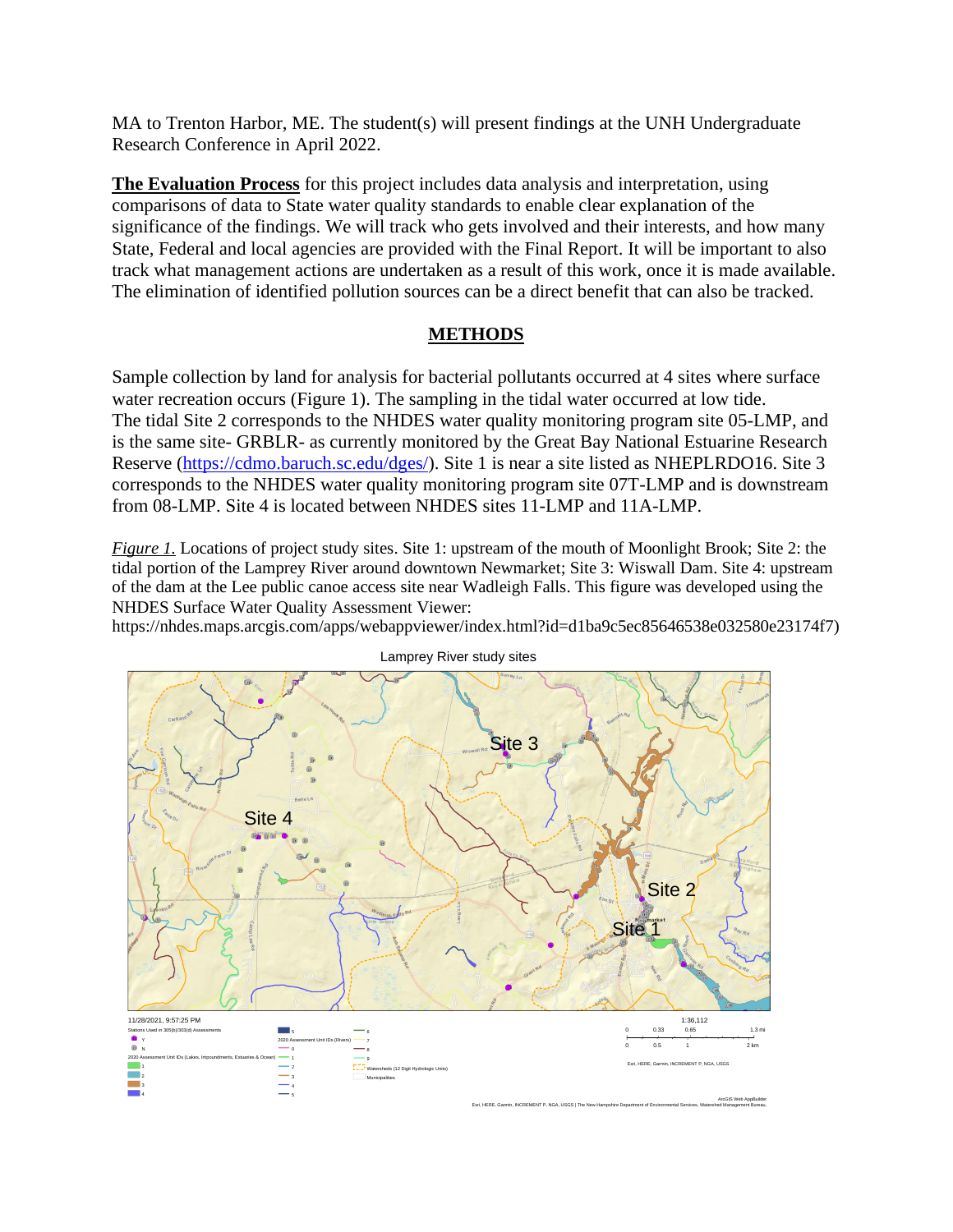MA to Trenton Harbor, ME. The student(s) will present findings at the UNH Undergraduate Research Conference in April 2022.

**The Evaluation Process** for this project includes data analysis and interpretation, using comparisons of data to State water quality standards to enable clear explanation of the significance of the findings. We will track who gets involved and their interests, and how many State, Federal and local agencies are provided with the Final Report. It will be important to also track what management actions are undertaken as a result of this work, once it is made available. The elimination of identified pollution sources can be a direct benefit that can also be tracked.

## METHODS

Sample collection by land for analysis for bacterial pollutants occurred at 4 sites where surface water recreation occurs (Figure 1). The sampling in the tidal water occurred at low tide. The tidal Site 2 corresponds to the NHDES water quality monitoring program site 05-LMP, and is the same site- GRBLR- as currently monitored by the Great Bay National Estuarine Research Reserve (https://cdmo.baruch.sc.edu/dges/). Site 1 is near a site listed as NHEPLRDO16. Site 3 corresponds to the NHDES water quality monitoring program site 07T-LMP and is downstream from 08-LMP. Site 4 is located between NHDES sites 11-LMP and 11A-LMP.

*Figure 1.* Locations of project study sites. Site 1: upstream of the mouth of Moonlight Brook; Site 2: the tidal portion of the Lamprey River around downtown Newmarket; Site 3: Wiswall Dam. Site 4: upstream of the dam at the Lee public canoe access site near Wadleigh Falls. This figure was developed using the NHDES Surface Water Quality Assessment Viewer: https://nhdes.maps.arcgis.com/apps/webappviewer/index.html?id=d1ba9c5ec85646538e032580e23174f7)

Lamprey River study sites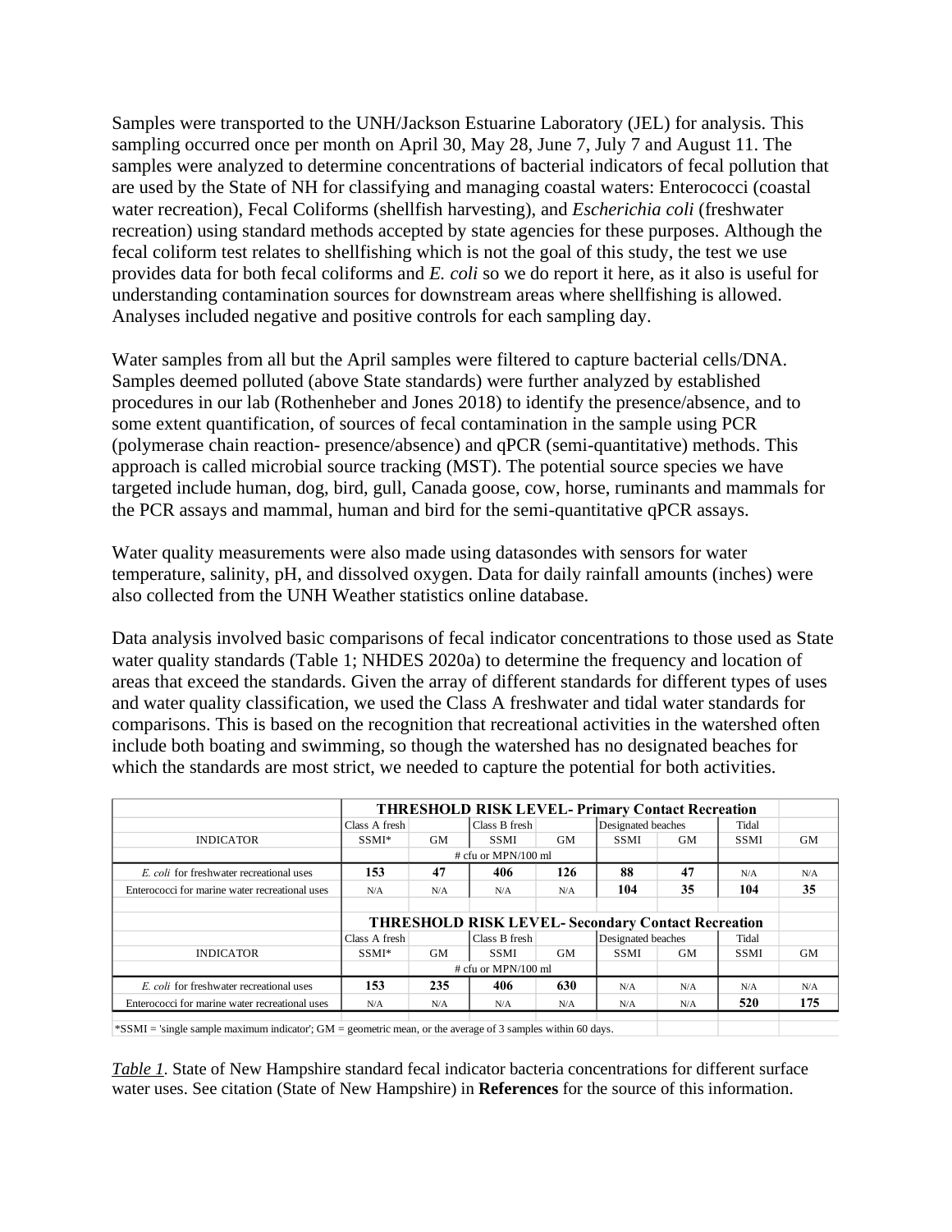Samples were transported to the UNH/Jackson Estuarine Laboratory (JEL) for analysis. This sampling occurred once per month on April 30, May 28, June 7, July 7 and August 11. The samples were analyzed to determine concentrations of bacterial indicators of fecal pollution that are used by the State of NH for classifying and managing coastal waters: Enterococci (coastal water recreation), Fecal Coliforms (shellfish harvesting), and *Escherichia coli* (freshwater recreation) using standard methods accepted by state agencies for these purposes. Although the fecal coliform test relates to shellfishing which is not the goal of this study, the test we use provides data for both fecal coliforms and *E. coli* so we do report it here, as it also is useful for understanding contamination sources for downstream areas where shellfishing is allowed. Analyses included negative and positive controls for each sampling day.

Water samples from all but the April samples were filtered to capture bacterial cells/DNA. Samples deemed polluted (above State standards) were further analyzed by established procedures in our lab (Rothenheber and Jones 2018) to identify the presence/absence, and to some extent quantification, of sources of fecal contamination in the sample using PCR (polymerase chain reaction- presence/absence) and qPCR (semi-quantitative) methods. This approach is called microbial source tracking (MST). The potential source species we have targeted include human, dog, bird, gull, Canada goose, cow, horse, ruminants and mammals for the PCR assays and mammal, human and bird for the semi-quantitative qPCR assays.

Water quality measurements were also made using datasondes with sensors for water temperature, salinity, pH, and dissolved oxygen. Data for daily rainfall amounts (inches) were also collected from the UNH Weather statistics online database.

Data analysis involved basic comparisons of fecal indicator concentrations to those used as State water quality standards (Table 1; NHDES 2020a) to determine the frequency and location of areas that exceed the standards. Given the array of different standards for different types of uses and water quality classification, we used the Class A freshwater and tidal water standards for comparisons. This is based on the recognition that recreational activities in the watershed often include both boating and swimming, so though the watershed has no designated beaches for which the standards are most strict, we needed to capture the potential for both activities.

| | **THRESHOLD RISK LEVEL- Primary Contact Recreation** | | | | | | | |
|---|---|---|---|---|---|---|---|---|
| | Class A fresh | | Class B fresh | | Designated beaches | | Tidal | |
| INDICATOR | SSMI* | GM | SSMI | GM | SSMI | GM | SSMI | GM |
| | # cfu or MPN/100 ml | | | | | | | |
| *E. coli* for freshwater recreational uses | **153** | **47** | **406** | **126** | **88** | **47** | N/A | N/A |
| Enterococci for marine water recreational uses | N/A | N/A | N/A | N/A | **104** | **35** | **104** | **35** |
| | **THRESHOLD RISK LEVEL- Secondary Contact Recreation** | | | | | | | |
| | Class A fresh | | Class B fresh | | Designated beaches | | Tidal | |
| INDICATOR | SSMI* | GM | SSMI | GM | SSMI | GM | SSMI | GM |
| | # cfu or MPN/100 ml | | | | | | | |
| *E. coli* for freshwater recreational uses | **153** | **235** | **406** | **630** | N/A | N/A | N/A | N/A |
| Enterococci for marine water recreational uses | N/A | N/A | N/A | N/A | N/A | N/A | **520** | **175** |

*SSMI = 'single sample maximum indicator'; GM = geometric mean, or the average of 3 samples within 60 days.

*Table 1*. State of New Hampshire standard fecal indicator bacteria concentrations for different surface water uses. See citation (State of New Hampshire) in **References** for the source of this information.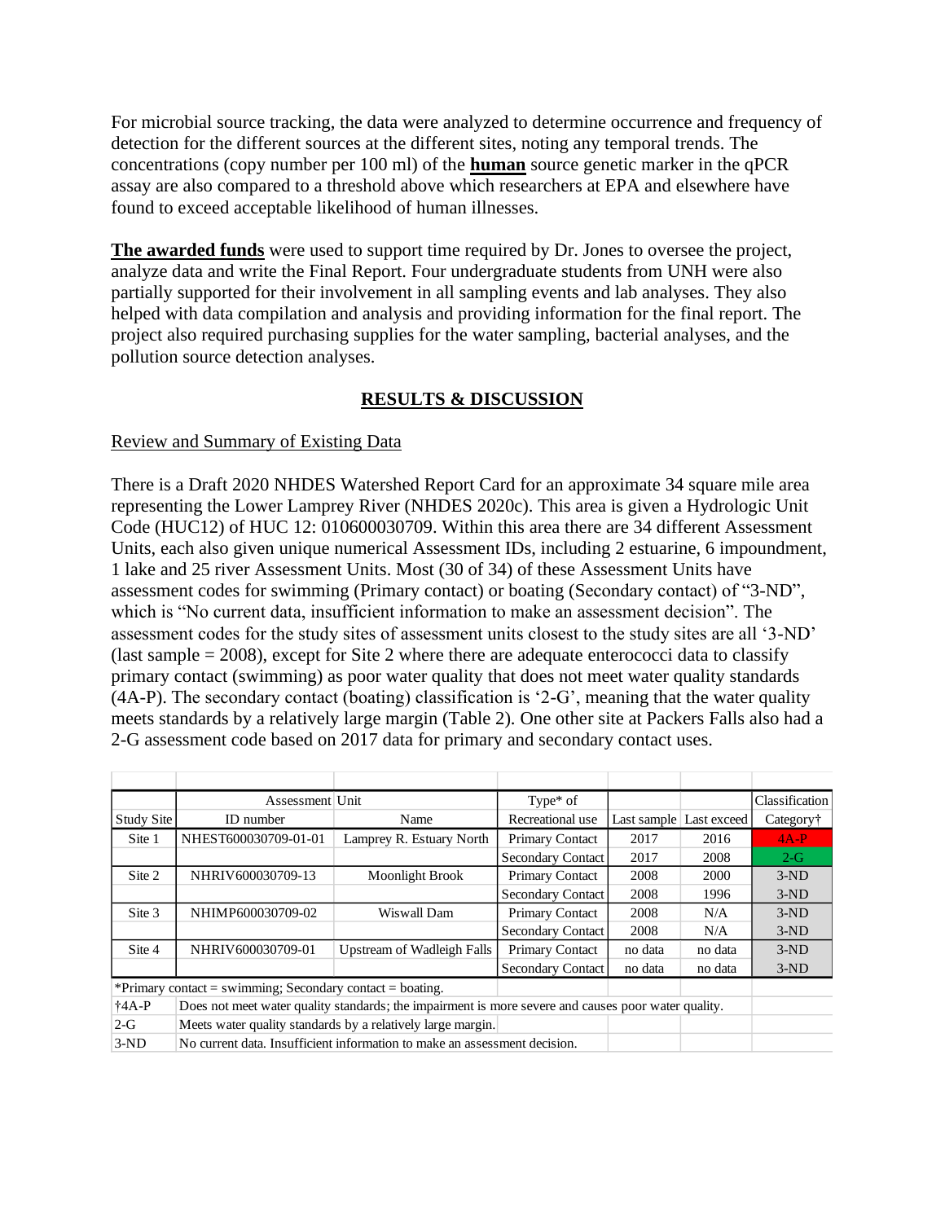For microbial source tracking, the data were analyzed to determine occurrence and frequency of detection for the different sources at the different sites, noting any temporal trends. The concentrations (copy number per 100 ml) of the **human** source genetic marker in the qPCR assay are also compared to a threshold above which researchers at EPA and elsewhere have found to exceed acceptable likelihood of human illnesses.

**The awarded funds** were used to support time required by Dr. Jones to oversee the project, analyze data and write the Final Report. Four undergraduate students from UNH were also partially supported for their involvement in all sampling events and lab analyses. They also helped with data compilation and analysis and providing information for the final report. The project also required purchasing supplies for the water sampling, bacterial analyses, and the pollution source detection analyses.

## RESULTS & DISCUSSION

### Review and Summary of Existing Data

There is a Draft 2020 NHDES Watershed Report Card for an approximate 34 square mile area representing the Lower Lamprey River (NHDES 2020c). This area is given a Hydrologic Unit Code (HUC12) of HUC 12: 010600030709. Within this area there are 34 different Assessment Units, each also given unique numerical Assessment IDs, including 2 estuarine, 6 impoundment, 1 lake and 25 river Assessment Units. Most (30 of 34) of these Assessment Units have assessment codes for swimming (Primary contact) or boating (Secondary contact) of "3-ND", which is "No current data, insufficient information to make an assessment decision". The assessment codes for the study sites of assessment units closest to the study sites are all '3-ND' (last sample = 2008), except for Site 2 where there are adequate enterococci data to classify primary contact (swimming) as poor water quality that does not meet water quality standards (4A-P). The secondary contact (boating) classification is '2-G', meaning that the water quality meets standards by a relatively large margin (Table 2). One other site at Packers Falls also had a 2-G assessment code based on 2017 data for primary and secondary contact uses.

| | Assessment Unit | | Type* of | | | Classification |
|---|---|---|---|---|---|---|
| Study Site | ID number | Name | Recreational use | Last sample | Last exceed | Category† |
| Site 1 | NHEST600030709-01-01 | Lamprey R. Estuary North | Primary Contact | 2017 | 2016 | 4A-P |
| | | | Secondary Contact | 2017 | 2008 | 2-G |
| Site 2 | NHRIV600030709-13 | Moonlight Brook | Primary Contact | 2008 | 2000 | 3-ND |
| | | | Secondary Contact | 2008 | 1996 | 3-ND |
| Site 3 | NHIMP600030709-02 | Wiswall Dam | Primary Contact | 2008 | N/A | 3-ND |
| | | | Secondary Contact | 2008 | N/A | 3-ND |
| Site 4 | NHRIV600030709-01 | Upstream of Wadleigh Falls | Primary Contact | no data | no data | 3-ND |
| | | | Secondary Contact | no data | no data | 3-ND |

*Primary contact = swimming; Secondary contact = boating.

| | |
|---|---|
| †4A-P | Does not meet water quality standards; the impairment is more severe and causes poor water quality. |
| 2-G | Meets water quality standards by a relatively large margin. |
| 3-ND | No current data. Insufficient information to make an assessment decision. |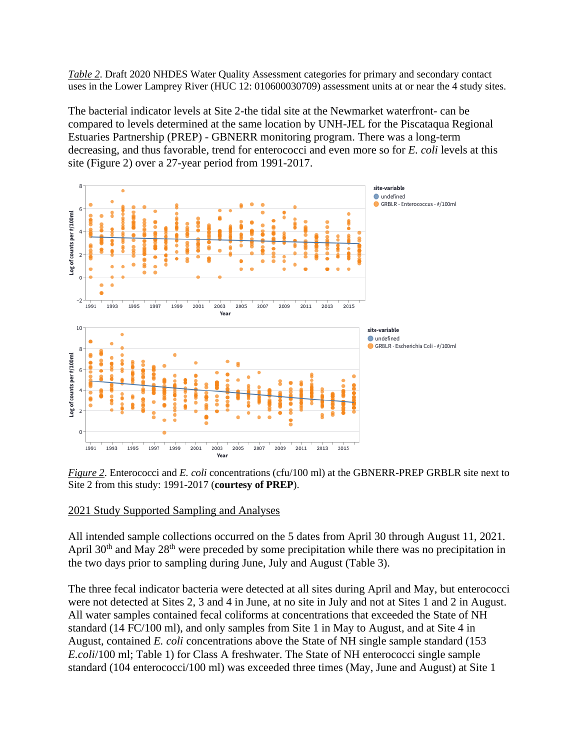*Table 2*. Draft 2020 NHDES Water Quality Assessment categories for primary and secondary contact uses in the Lower Lamprey River (HUC 12: 010600030709) assessment units at or near the 4 study sites.

The bacterial indicator levels at Site 2-the tidal site at the Newmarket waterfront- can be compared to levels determined at the same location by UNH-JEL for the Piscataqua Regional Estuaries Partnership (PREP) - GBNERR monitoring program. There was a long-term decreasing, and thus favorable, trend for enterococci and even more so for *E. coli* levels at this site (Figure 2) over a 27-year period from 1991-2017.

*Figure 2*. Enterococci and *E. coli* concentrations (cfu/100 ml) at the GBNERR-PREP GRBLR site next to Site 2 from this study: 1991-2017 (**courtesy of PREP**).

## 2021 Study Supported Sampling and Analyses

All intended sample collections occurred on the 5 dates from April 30 through August 11, 2021. April 30th and May 28th were preceded by some precipitation while there was no precipitation in the two days prior to sampling during June, July and August (Table 3).

The three fecal indicator bacteria were detected at all sites during April and May, but enterococci were not detected at Sites 2, 3 and 4 in June, at no site in July and not at Sites 1 and 2 in August. All water samples contained fecal coliforms at concentrations that exceeded the State of NH standard (14 FC/100 ml), and only samples from Site 1 in May to August, and at Site 4 in August, contained *E. coli* concentrations above the State of NH single sample standard (153 *E.coli*/100 ml; Table 1) for Class A freshwater. The State of NH enterococci single sample standard (104 enterococci/100 ml) was exceeded three times (May, June and August) at Site 1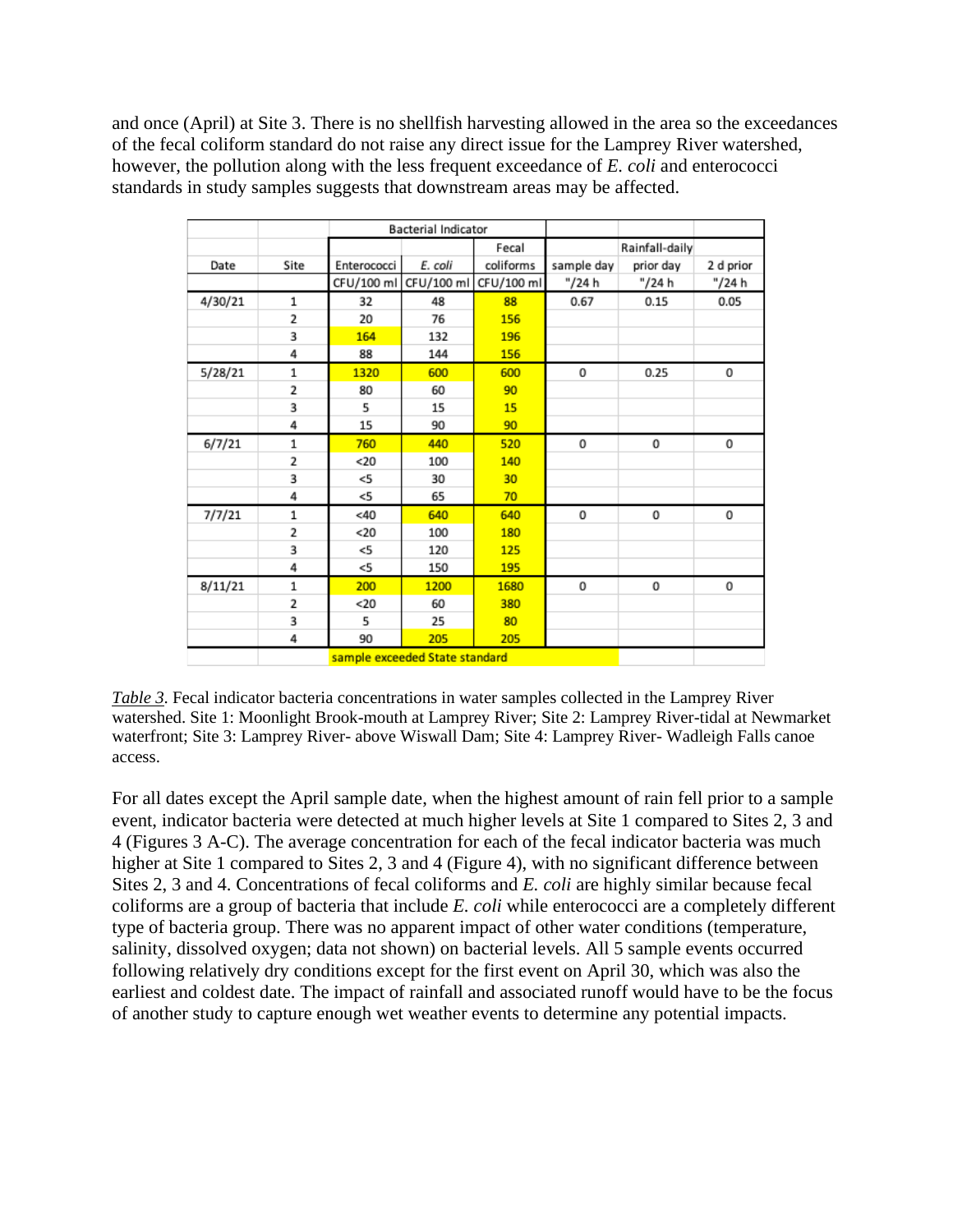and once (April) at Site 3. There is no shellfish harvesting allowed in the area so the exceedances of the fecal coliform standard do not raise any direct issue for the Lamprey River watershed, however, the pollution along with the less frequent exceedance of *E. coli* and enterococci standards in study samples suggests that downstream areas may be affected.

| | | Bacterial Indicator | | | | | |
|---|---|---|---|---|---|---|---|
| | | | | Fecal | | Rainfall-daily | |
| Date | Site | Enterococci | *E. coli* | coliforms | sample day | prior day | 2 d prior |
| | | CFU/100 ml | CFU/100 ml | CFU/100 ml | "/24 h | "/24 h | "/24 h |
| 4/30/21 | 1 | 32 | 48 | 88 | 0.67 | 0.15 | 0.05 |
| | 2 | 20 | 76 | 156 | | | |
| | 3 | 164 | 132 | 196 | | | |
| | 4 | 88 | 144 | 156 | | | |
| 5/28/21 | 1 | 1320 | 600 | 600 | 0 | 0.25 | 0 |
| | 2 | 80 | 60 | 90 | | | |
| | 3 | 5 | 15 | 15 | | | |
| | 4 | 15 | 90 | 90 | | | |
| 6/7/21 | 1 | 760 | 440 | 520 | 0 | 0 | 0 |
| | 2 | <20 | 100 | 140 | | | |
| | 3 | <5 | 30 | 30 | | | |
| | 4 | <5 | 65 | 70 | | | |
| 7/7/21 | 1 | <40 | 640 | 640 | 0 | 0 | 0 |
| | 2 | <20 | 100 | 180 | | | |
| | 3 | <5 | 120 | 125 | | | |
| | 4 | <5 | 150 | 195 | | | |
| 8/11/21 | 1 | 200 | 1200 | 1680 | 0 | 0 | 0 |
| | 2 | <20 | 60 | 380 | | | |
| | 3 | 5 | 25 | 80 | | | |
| | 4 | 90 | 205 | 205 | | | |
| | | sample exceeded State standard | | | | | |

*Table 3.* Fecal indicator bacteria concentrations in water samples collected in the Lamprey River watershed. Site 1: Moonlight Brook-mouth at Lamprey River; Site 2: Lamprey River-tidal at Newmarket waterfront; Site 3: Lamprey River- above Wiswall Dam; Site 4: Lamprey River- Wadleigh Falls canoe access.

For all dates except the April sample date, when the highest amount of rain fell prior to a sample event, indicator bacteria were detected at much higher levels at Site 1 compared to Sites 2, 3 and 4 (Figures 3 A-C). The average concentration for each of the fecal indicator bacteria was much higher at Site 1 compared to Sites 2, 3 and 4 (Figure 4), with no significant difference between Sites 2, 3 and 4. Concentrations of fecal coliforms and *E. coli* are highly similar because fecal coliforms are a group of bacteria that include *E. coli* while enterococci are a completely different type of bacteria group. There was no apparent impact of other water conditions (temperature, salinity, dissolved oxygen; data not shown) on bacterial levels. All 5 sample events occurred following relatively dry conditions except for the first event on April 30, which was also the earliest and coldest date. The impact of rainfall and associated runoff would have to be the focus of another study to capture enough wet weather events to determine any potential impacts.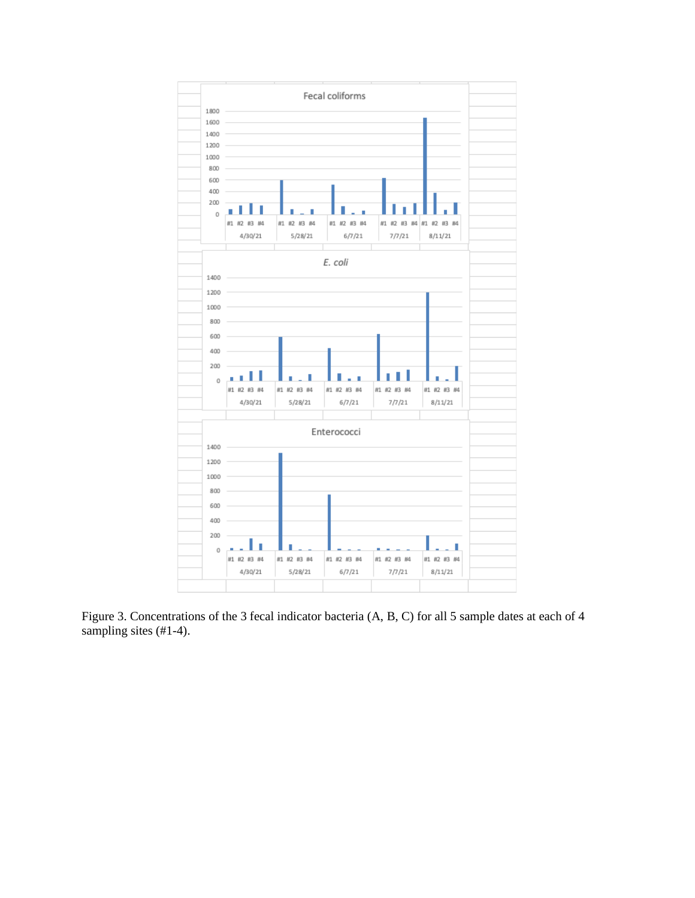Figure 3. Concentrations of the 3 fecal indicator bacteria (A, B, C) for all 5 sample dates at each of 4 sampling sites (#1-4).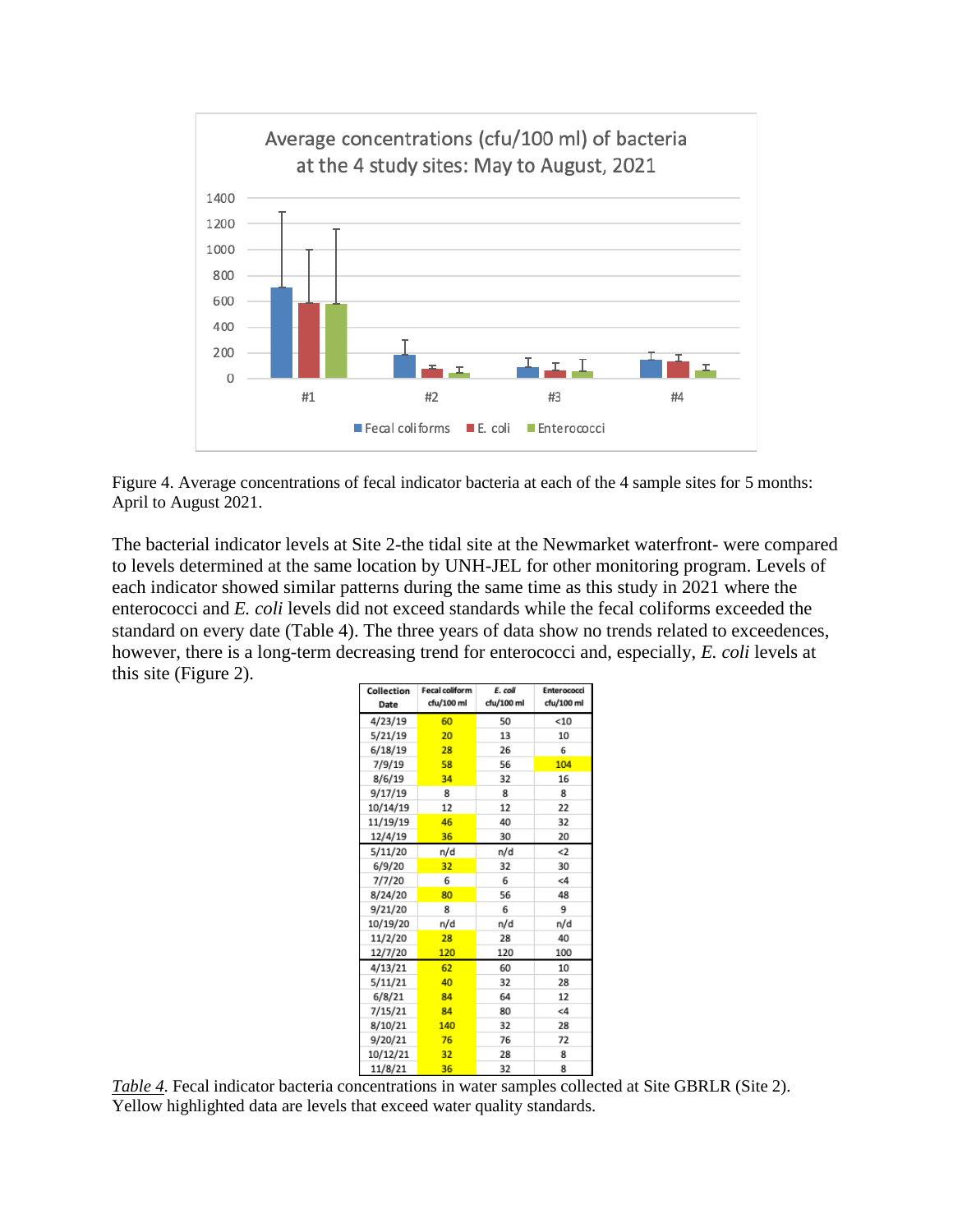Figure 4. Average concentrations of fecal indicator bacteria at each of the 4 sample sites for 5 months: April to August 2021.

The bacterial indicator levels at Site 2-the tidal site at the Newmarket waterfront- were compared to levels determined at the same location by UNH-JEL for other monitoring program. Levels of each indicator showed similar patterns during the same time as this study in 2021 where the enterococci and *E. coli* levels did not exceed standards while the fecal coliforms exceeded the standard on every date (Table 4). The three years of data show no trends related to exceedences, however, there is a long-term decreasing trend for enterococci and, especially, *E. coli* levels at this site (Figure 2).

| Collection Date | Fecal coliform cfu/100 ml | *E. coli* cfu/100 ml | Enterococci cfu/100 ml |
|---|---|---|---|
| 4/23/19 | 60 | 50 | <10 |
| 5/21/19 | 20 | 13 | 10 |
| 6/18/19 | 28 | 26 | 6 |
| 7/9/19 | 58 | 56 | 104 |
| 8/6/19 | 34 | 32 | 16 |
| 9/17/19 | 8 | 8 | 8 |
| 10/14/19 | 12 | 12 | 22 |
| 11/19/19 | 46 | 40 | 32 |
| 12/4/19 | 36 | 30 | 20 |
| 5/11/20 | n/d | n/d | <2 |
| 6/9/20 | 32 | 32 | 30 |
| 7/7/20 | 6 | 6 | <4 |
| 8/24/20 | 80 | 56 | 48 |
| 9/21/20 | 8 | 6 | 9 |
| 10/19/20 | n/d | n/d | n/d |
| 11/2/20 | 28 | 28 | 40 |
| 12/7/20 | 120 | 120 | 100 |
| 4/13/21 | 62 | 60 | 10 |
| 5/11/21 | 40 | 32 | 28 |
| 6/8/21 | 84 | 64 | 12 |
| 7/15/21 | 84 | 80 | <4 |
| 8/10/21 | 140 | 32 | 28 |
| 9/20/21 | 76 | 76 | 72 |
| 10/12/21 | 32 | 28 | 8 |
| 11/8/21 | 36 | 32 | 8 |

*Table 4*. Fecal indicator bacteria concentrations in water samples collected at Site GBRLR (Site 2). Yellow highlighted data are levels that exceed water quality standards.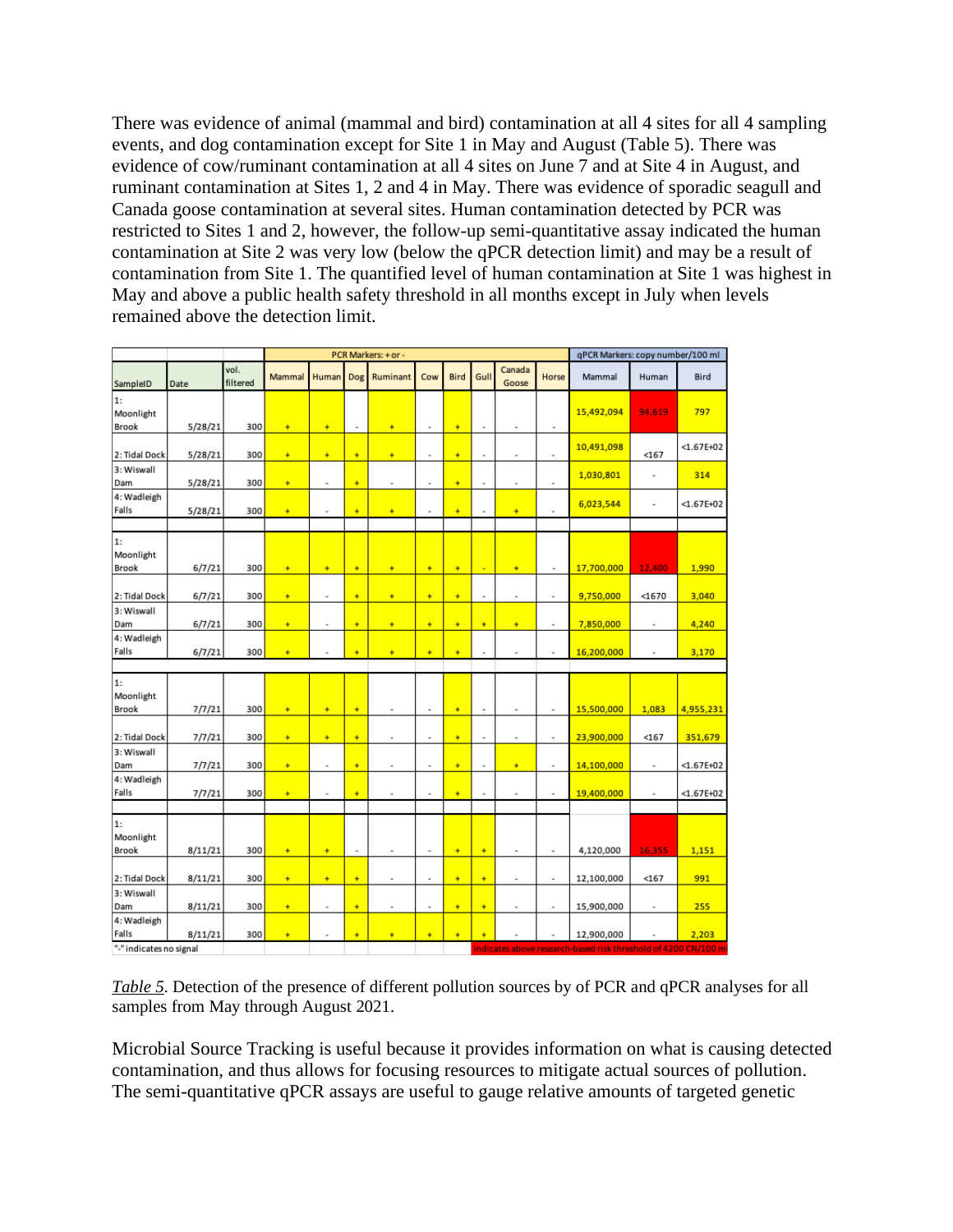There was evidence of animal (mammal and bird) contamination at all 4 sites for all 4 sampling events, and dog contamination except for Site 1 in May and August (Table 5). There was evidence of cow/ruminant contamination at all 4 sites on June 7 and at Site 4 in August, and ruminant contamination at Sites 1, 2 and 4 in May. There was evidence of sporadic seagull and Canada goose contamination at several sites. Human contamination detected by PCR was restricted to Sites 1 and 2, however, the follow-up semi-quantitative assay indicated the human contamination at Site 2 was very low (below the qPCR detection limit) and may be a result of contamination from Site 1. The quantified level of human contamination at Site 1 was highest in May and above a public health safety threshold in all months except in July when levels remained above the detection limit.

| | | | PCR Markers: + or - | | | | | | | | | qPCR Markers: copy number/100 ml | | |
|---|---|---|---|---|---|---|---|---|---|---|---|---|---|---|
| SampleID | Date | vol. filtered | Mammal | Human | Dog | Ruminant | Cow | Bird | Gull | Canada Goose | Horse | Mammal | Human | Bird |
| 1: Moonlight Brook | 5/28/21 | 300 | + | + | - | + | - | + | - | - | - | 15,492,094 | 94,619 | 797 |
| 2: Tidal Dock | 5/28/21 | 300 | + | + | + | + | - | + | - | - | - | 10,491,098 | <167 | <1.67E+02 |
| 3: Wiswall Dam | 5/28/21 | 300 | + | - | + | - | - | + | - | - | - | 1,030,801 | - | 314 |
| 4: Wadleigh Falls | 5/28/21 | 300 | + | - | + | + | - | + | - | + | - | 6,023,544 | - | <1.67E+02 |
| 1: Moonlight Brook | 6/7/21 | 300 | + | + | + | + | + | + | - | + | - | 17,700,000 | 12,400 | 1,990 |
| 2: Tidal Dock | 6/7/21 | 300 | + | - | + | + | + | + | - | - | - | 9,750,000 | <1670 | 3,040 |
| 3: Wiswall Dam | 6/7/21 | 300 | + | - | + | + | + | + | + | + | - | 7,850,000 | - | 4,240 |
| 4: Wadleigh Falls | 6/7/21 | 300 | + | - | + | + | + | + | - | - | - | 16,200,000 | - | 3,170 |
| 1: Moonlight Brook | 7/7/21 | 300 | + | + | + | - | - | + | - | - | - | 15,500,000 | 1,083 | 4,955,231 |
| 2: Tidal Dock | 7/7/21 | 300 | + | + | + | - | - | + | - | - | - | 23,900,000 | <167 | 351,679 |
| 3: Wiswall Dam | 7/7/21 | 300 | + | - | + | - | - | + | - | + | - | 14,100,000 | - | <1.67E+02 |
| 4: Wadleigh Falls | 7/7/21 | 300 | + | - | + | - | - | + | - | - | - | 19,400,000 | - | <1.67E+02 |
| 1: Moonlight Brook | 8/11/21 | 300 | + | + | - | - | - | + | + | - | - | 4,120,000 | 16,355 | 1,151 |
| 2: Tidal Dock | 8/11/21 | 300 | + | + | + | - | - | + | + | - | - | 12,100,000 | <167 | 991 |
| 3: Wiswall Dam | 8/11/21 | 300 | + | - | + | - | - | + | + | - | - | 15,900,000 | - | 255 |
| 4: Wadleigh Falls | 8/11/21 | 300 | + | - | + | + | + | + | + | - | - | 12,900,000 | - | 2,203 |

"-" indicates no signal

Indicates above research-based risk threshold of 4200 CN/100 ml

*Table 5.* Detection of the presence of different pollution sources by of PCR and qPCR analyses for all samples from May through August 2021.

Microbial Source Tracking is useful because it provides information on what is causing detected contamination, and thus allows for focusing resources to mitigate actual sources of pollution. The semi-quantitative qPCR assays are useful to gauge relative amounts of targeted genetic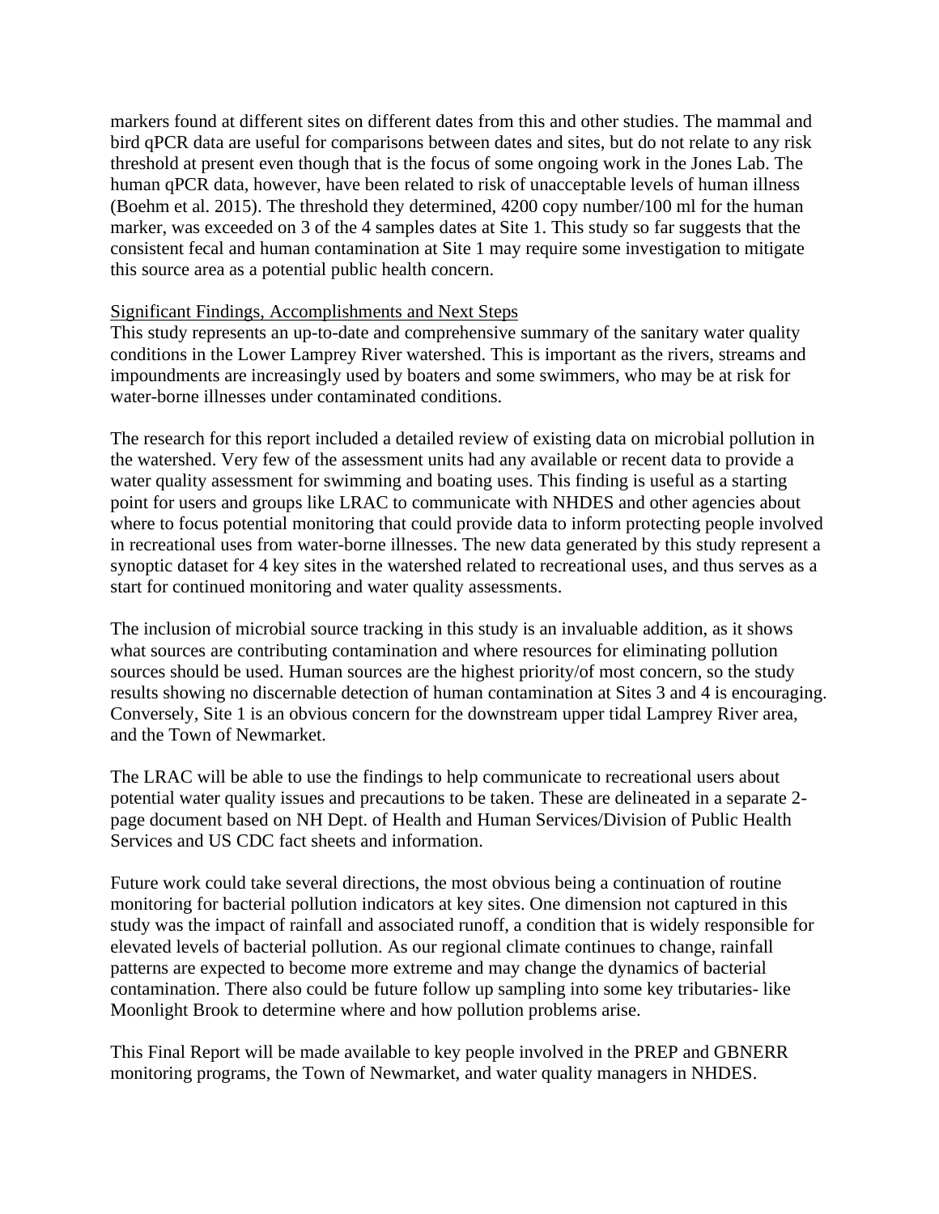markers found at different sites on different dates from this and other studies. The mammal and bird qPCR data are useful for comparisons between dates and sites, but do not relate to any risk threshold at present even though that is the focus of some ongoing work in the Jones Lab. The human qPCR data, however, have been related to risk of unacceptable levels of human illness (Boehm et al. 2015). The threshold they determined, 4200 copy number/100 ml for the human marker, was exceeded on 3 of the 4 samples dates at Site 1. This study so far suggests that the consistent fecal and human contamination at Site 1 may require some investigation to mitigate this source area as a potential public health concern.

## Significant Findings, Accomplishments and Next Steps

This study represents an up-to-date and comprehensive summary of the sanitary water quality conditions in the Lower Lamprey River watershed. This is important as the rivers, streams and impoundments are increasingly used by boaters and some swimmers, who may be at risk for water-borne illnesses under contaminated conditions.

The research for this report included a detailed review of existing data on microbial pollution in the watershed. Very few of the assessment units had any available or recent data to provide a water quality assessment for swimming and boating uses. This finding is useful as a starting point for users and groups like LRAC to communicate with NHDES and other agencies about where to focus potential monitoring that could provide data to inform protecting people involved in recreational uses from water-borne illnesses. The new data generated by this study represent a synoptic dataset for 4 key sites in the watershed related to recreational uses, and thus serves as a start for continued monitoring and water quality assessments.

The inclusion of microbial source tracking in this study is an invaluable addition, as it shows what sources are contributing contamination and where resources for eliminating pollution sources should be used. Human sources are the highest priority/of most concern, so the study results showing no discernable detection of human contamination at Sites 3 and 4 is encouraging. Conversely, Site 1 is an obvious concern for the downstream upper tidal Lamprey River area, and the Town of Newmarket.

The LRAC will be able to use the findings to help communicate to recreational users about potential water quality issues and precautions to be taken. These are delineated in a separate 2-page document based on NH Dept. of Health and Human Services/Division of Public Health Services and US CDC fact sheets and information.

Future work could take several directions, the most obvious being a continuation of routine monitoring for bacterial pollution indicators at key sites. One dimension not captured in this study was the impact of rainfall and associated runoff, a condition that is widely responsible for elevated levels of bacterial pollution. As our regional climate continues to change, rainfall patterns are expected to become more extreme and may change the dynamics of bacterial contamination. There also could be future follow up sampling into some key tributaries- like Moonlight Brook to determine where and how pollution problems arise.

This Final Report will be made available to key people involved in the PREP and GBNERR monitoring programs, the Town of Newmarket, and water quality managers in NHDES.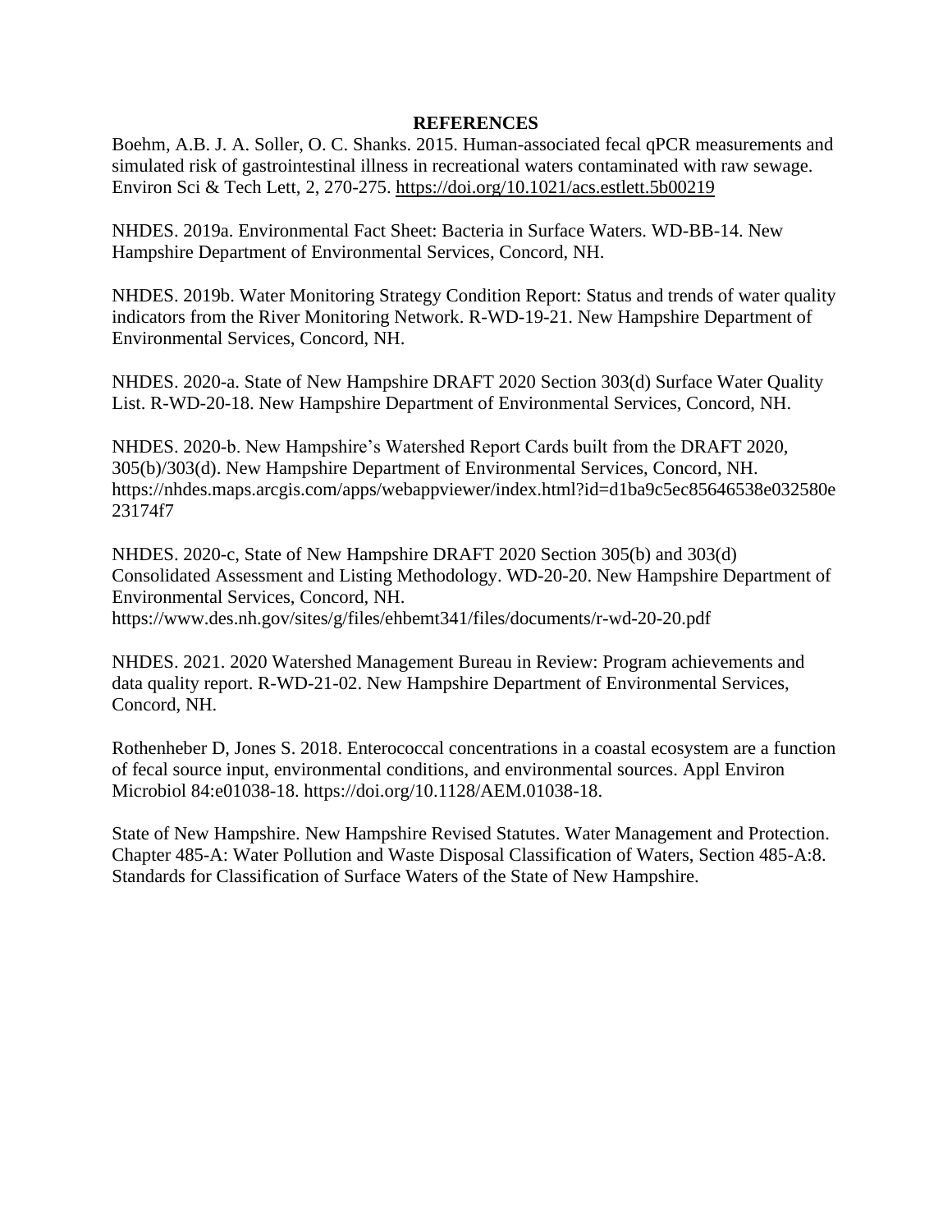## REFERENCES

Boehm, A.B. J. A. Soller, O. C. Shanks. 2015. Human-associated fecal qPCR measurements and simulated risk of gastrointestinal illness in recreational waters contaminated with raw sewage. Environ Sci & Tech Lett, 2, 270-275. https://doi.org/10.1021/acs.estlett.5b00219

NHDES. 2019a. Environmental Fact Sheet: Bacteria in Surface Waters. WD-BB-14. New Hampshire Department of Environmental Services, Concord, NH.

NHDES. 2019b. Water Monitoring Strategy Condition Report: Status and trends of water quality indicators from the River Monitoring Network. R-WD-19-21. New Hampshire Department of Environmental Services, Concord, NH.

NHDES. 2020-a. State of New Hampshire DRAFT 2020 Section 303(d) Surface Water Quality List. R-WD-20-18. New Hampshire Department of Environmental Services, Concord, NH.

NHDES. 2020-b. New Hampshire's Watershed Report Cards built from the DRAFT 2020, 305(b)/303(d). New Hampshire Department of Environmental Services, Concord, NH. https://nhdes.maps.arcgis.com/apps/webappviewer/index.html?id=d1ba9c5ec85646538e032580e23174f7

NHDES. 2020-c, State of New Hampshire DRAFT 2020 Section 305(b) and 303(d) Consolidated Assessment and Listing Methodology. WD-20-20. New Hampshire Department of Environmental Services, Concord, NH. https://www.des.nh.gov/sites/g/files/ehbemt341/files/documents/r-wd-20-20.pdf

NHDES. 2021. 2020 Watershed Management Bureau in Review: Program achievements and data quality report. R-WD-21-02. New Hampshire Department of Environmental Services, Concord, NH.

Rothenheber D, Jones S. 2018. Enterococcal concentrations in a coastal ecosystem are a function of fecal source input, environmental conditions, and environmental sources. Appl Environ Microbiol 84:e01038-18. https://doi.org/10.1128/AEM.01038-18.

State of New Hampshire. New Hampshire Revised Statutes. Water Management and Protection. Chapter 485-A: Water Pollution and Waste Disposal Classification of Waters, Section 485-A:8. Standards for Classification of Surface Waters of the State of New Hampshire.